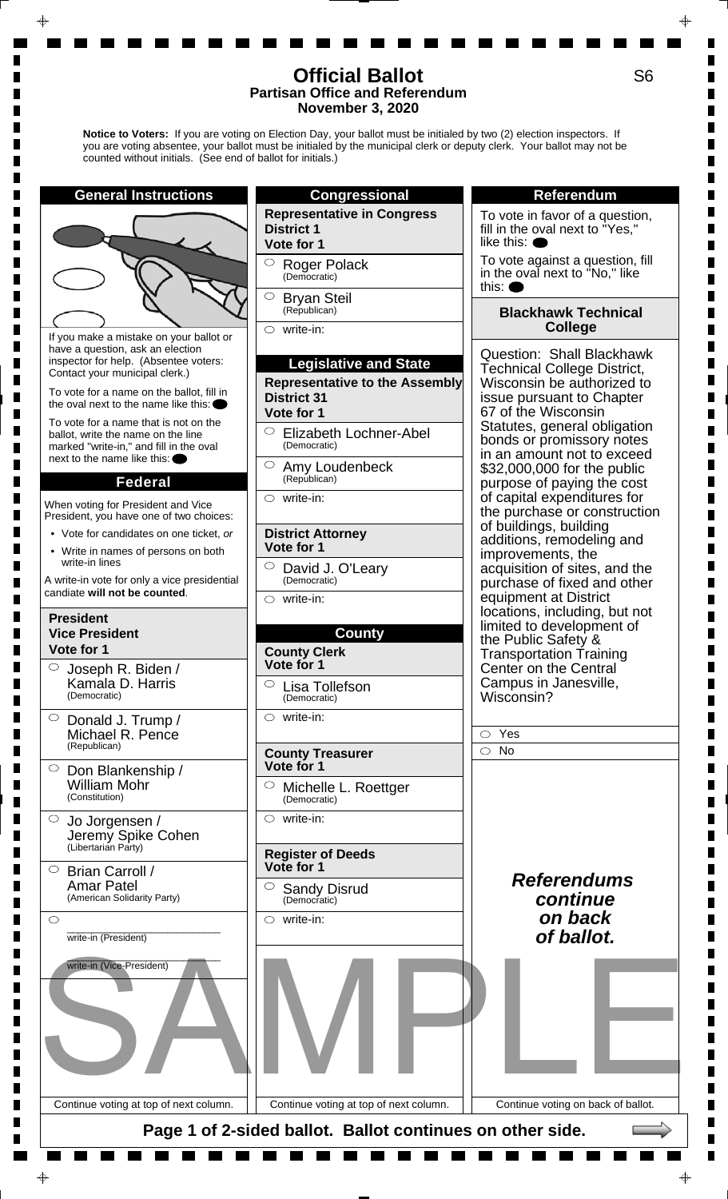# Official Ballot

**Partisan Office and Referendum**
**November 3, 2020**

S6

**Notice to Voters:** If you are voting on Election Day, your ballot must be initialed by two (2) election inspectors. If you are voting absentee, your ballot must be initialed by the municipal clerk or deputy clerk. Your ballot may not be counted without initials. (See end of ballot for initials.)

## General Instructions

If you make a mistake on your ballot or have a question, ask an election inspector for help. (Absentee voters: Contact your municipal clerk.)

To vote for a name on the ballot, fill in the oval next to the name like this: ⬬

To vote for a name that is not on the ballot, write the name on the line marked "write-in," and fill in the oval next to the name like this: ⬬

## Federal

When voting for President and Vice President, you have one of two choices:

- Vote for candidates on one ticket, *or*
- Write in names of persons on both write-in lines

A write-in vote for only a vice presidential candiate **will not be counted**.

### President / Vice President
**Vote for 1**

- ○ Joseph R. Biden / Kamala D. Harris (Democratic)
- ○ Donald J. Trump / Michael R. Pence (Republican)
- ○ Don Blankenship / William Mohr (Constitution)
- ○ Jo Jorgensen / Jeremy Spike Cohen (Libertarian Party)
- ○ Brian Carroll / Amar Patel (American Solidarity Party)
- ○ ____________________ write-in (President)
  ____________________ write-in (Vice-President)

Continue voting at top of next column.

## Congressional

### Representative in Congress District 1
**Vote for 1**

- ○ Roger Polack (Democratic)
- ○ Bryan Steil (Republican)
- ○ write-in:

## Legislative and State

### Representative to the Assembly District 31
**Vote for 1**

- ○ Elizabeth Lochner-Abel (Democratic)
- ○ Amy Loudenbeck (Republican)
- ○ write-in:

### District Attorney
**Vote for 1**

- ○ David J. O'Leary (Democratic)
- ○ write-in:

## County

### County Clerk
**Vote for 1**

- ○ Lisa Tollefson (Democratic)
- ○ write-in:

### County Treasurer
**Vote for 1**

- ○ Michelle L. Roettger (Democratic)
- ○ write-in:

### Register of Deeds
**Vote for 1**

- ○ Sandy Disrud (Democratic)
- ○ write-in:

Continue voting at top of next column.

## Referendum

To vote in favor of a question, fill in the oval next to "Yes," like this: ⬬

To vote against a question, fill in the oval next to "No," like this: ⬬

### Blackhawk Technical College

Question: Shall Blackhawk Technical College District, Wisconsin be authorized to issue pursuant to Chapter 67 of the Wisconsin Statutes, general obligation bonds or promissory notes in an amount not to exceed $32,000,000 for the public purpose of paying the cost of capital expenditures for the purchase or construction of buildings, building additions, remodeling and improvements, the acquisition of sites, and the purchase of fixed and other equipment at District locations, including, but not limited to development of the Public Safety & Transportation Training Center on the Central Campus in Janesville, Wisconsin?

- ○ Yes
- ○ No

***Referendums continue on back of ballot.***

Continue voting on back of ballot.

SAMPLE

**Page 1 of 2-sided ballot. Ballot continues on other side.**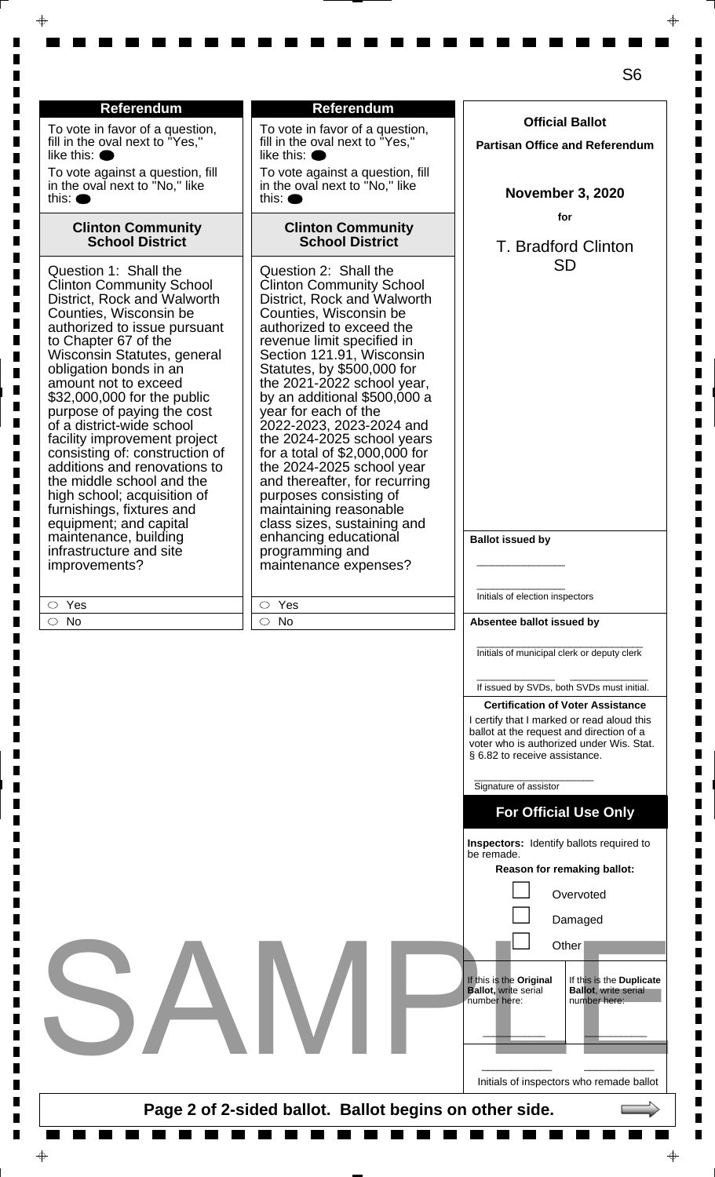S6

## Referendum

To vote in favor of a question, fill in the oval next to "Yes," like this: ⬬

To vote against a question, fill in the oval next to "No," like this: ⬬

### Clinton Community School District

Question 1: Shall the Clinton Community School District, Rock and Walworth Counties, Wisconsin be authorized to issue pursuant to Chapter 67 of the Wisconsin Statutes, general obligation bonds in an amount not to exceed $32,000,000 for the public purpose of paying the cost of a district-wide school facility improvement project consisting of: construction of additions and renovations to the middle school and the high school; acquisition of furnishings, fixtures and equipment; and capital maintenance, building infrastructure and site improvements?

○ Yes

○ No

## Referendum

To vote in favor of a question, fill in the oval next to "Yes," like this: ⬬

To vote against a question, fill in the oval next to "No," like this: ⬬

### Clinton Community School District

Question 2: Shall the Clinton Community School District, Rock and Walworth Counties, Wisconsin be authorized to exceed the revenue limit specified in Section 121.91, Wisconsin Statutes, by $500,000 for the 2021-2022 school year, by an additional $500,000 a year for each of the 2022-2023, 2023-2024 and the 2024-2025 school years for a total of $2,000,000 for the 2024-2025 school year and thereafter, for recurring purposes consisting of maintaining reasonable class sizes, sustaining and enhancing educational programming and maintenance expenses?

○ Yes

○ No

**Official Ballot**

**Partisan Office and Referendum**

**November 3, 2020**

**for**

T. Bradford Clinton SD

**Ballot issued by**

\_\_\_\_\_\_\_\_\_\_\_\_

\_\_\_\_\_\_\_\_\_\_\_\_

Initials of election inspectors

**Absentee ballot issued by**

\_\_\_\_\_\_\_\_\_\_\_\_\_\_\_\_\_\_\_\_\_\_

Initials of municipal clerk or deputy clerk

\_\_\_\_\_\_\_\_\_\_ \_\_\_\_\_\_\_\_\_\_

If issued by SVDs, both SVDs must initial.

**Certification of Voter Assistance**

I certify that I marked or read aloud this ballot at the request and direction of a voter who is authorized under Wis. Stat. § 6.82 to receive assistance.

\_\_\_\_\_\_\_\_\_\_\_\_\_\_\_\_\_\_

Signature of assistor

## For Official Use Only

**Inspectors:** Identify ballots required to be remade.

**Reason for remaking ballot:**

☐ Overvoted

☐ Damaged

☐ Other

| If this is the **Original Ballot,** write serial number here: | If this is the **Duplicate Ballot**, write serial number here: |
|---|---|
| \_\_\_\_\_\_\_\_ | \_\_\_\_\_\_\_\_ |

\_\_\_\_\_\_\_\_\_\_ \_\_\_\_\_\_\_\_\_\_

Initials of inspectors who remade ballot

SAMPLE

**Page 2 of 2-sided ballot. Ballot begins on other side.**